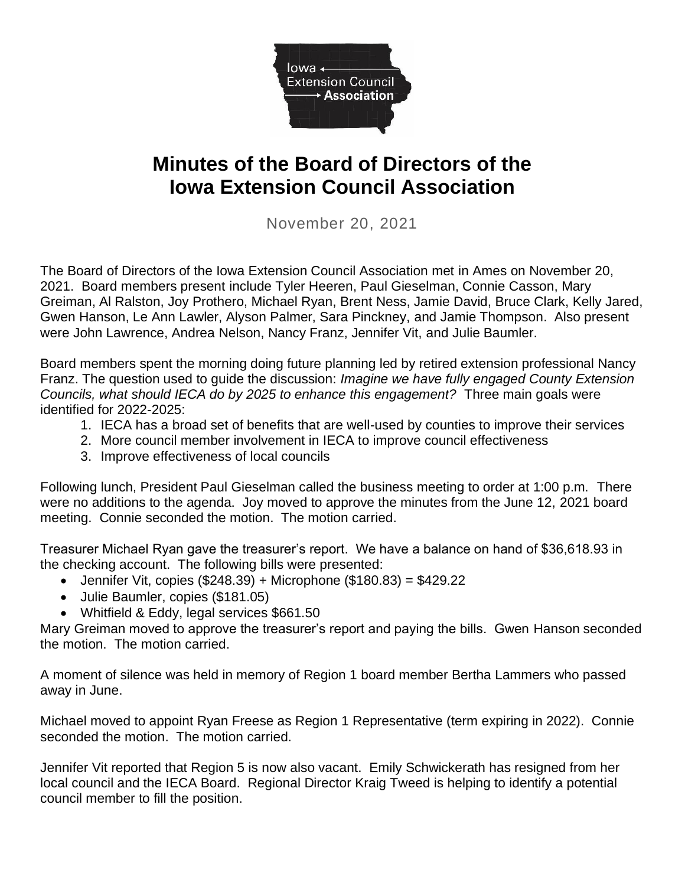Iowa Extension Council Association

# Minutes of the Board of Directors of the Iowa Extension Council Association

November 20, 2021

The Board of Directors of the Iowa Extension Council Association met in Ames on November 20, 2021. Board members present include Tyler Heeren, Paul Gieselman, Connie Casson, Mary Greiman, Al Ralston, Joy Prothero, Michael Ryan, Brent Ness, Jamie David, Bruce Clark, Kelly Jared, Gwen Hanson, Le Ann Lawler, Alyson Palmer, Sara Pinckney, and Jamie Thompson. Also present were John Lawrence, Andrea Nelson, Nancy Franz, Jennifer Vit, and Julie Baumler.

Board members spent the morning doing future planning led by retired extension professional Nancy Franz. The question used to guide the discussion: *Imagine we have fully engaged County Extension Councils, what should IECA do by 2025 to enhance this engagement?* Three main goals were identified for 2022-2025:

1. IECA has a broad set of benefits that are well-used by counties to improve their services
2. More council member involvement in IECA to improve council effectiveness
3. Improve effectiveness of local councils

Following lunch, President Paul Gieselman called the business meeting to order at 1:00 p.m. There were no additions to the agenda. Joy moved to approve the minutes from the June 12, 2021 board meeting. Connie seconded the motion. The motion carried.

Treasurer Michael Ryan gave the treasurer's report. We have a balance on hand of $36,618.93 in the checking account. The following bills were presented:

- Jennifer Vit, copies ($248.39) + Microphone ($180.83) = $429.22
- Julie Baumler, copies ($181.05)
- Whitfield & Eddy, legal services $661.50

Mary Greiman moved to approve the treasurer's report and paying the bills. Gwen Hanson seconded the motion. The motion carried.

A moment of silence was held in memory of Region 1 board member Bertha Lammers who passed away in June.

Michael moved to appoint Ryan Freese as Region 1 Representative (term expiring in 2022). Connie seconded the motion. The motion carried.

Jennifer Vit reported that Region 5 is now also vacant. Emily Schwickerath has resigned from her local council and the IECA Board. Regional Director Kraig Tweed is helping to identify a potential council member to fill the position.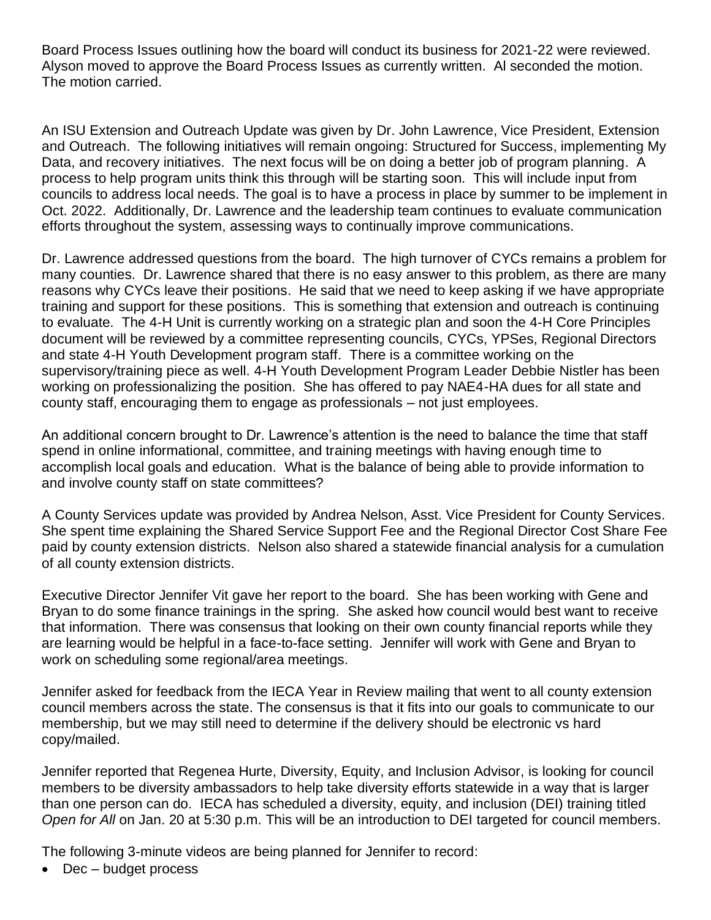Board Process Issues outlining how the board will conduct its business for 2021-22 were reviewed. Alyson moved to approve the Board Process Issues as currently written. Al seconded the motion. The motion carried.

An ISU Extension and Outreach Update was given by Dr. John Lawrence, Vice President, Extension and Outreach. The following initiatives will remain ongoing: Structured for Success, implementing My Data, and recovery initiatives. The next focus will be on doing a better job of program planning. A process to help program units think this through will be starting soon. This will include input from councils to address local needs. The goal is to have a process in place by summer to be implement in Oct. 2022. Additionally, Dr. Lawrence and the leadership team continues to evaluate communication efforts throughout the system, assessing ways to continually improve communications.

Dr. Lawrence addressed questions from the board. The high turnover of CYCs remains a problem for many counties. Dr. Lawrence shared that there is no easy answer to this problem, as there are many reasons why CYCs leave their positions. He said that we need to keep asking if we have appropriate training and support for these positions. This is something that extension and outreach is continuing to evaluate. The 4-H Unit is currently working on a strategic plan and soon the 4-H Core Principles document will be reviewed by a committee representing councils, CYCs, YPSes, Regional Directors and state 4-H Youth Development program staff. There is a committee working on the supervisory/training piece as well. 4-H Youth Development Program Leader Debbie Nistler has been working on professionalizing the position. She has offered to pay NAE4-HA dues for all state and county staff, encouraging them to engage as professionals – not just employees.

An additional concern brought to Dr. Lawrence's attention is the need to balance the time that staff spend in online informational, committee, and training meetings with having enough time to accomplish local goals and education. What is the balance of being able to provide information to and involve county staff on state committees?

A County Services update was provided by Andrea Nelson, Asst. Vice President for County Services. She spent time explaining the Shared Service Support Fee and the Regional Director Cost Share Fee paid by county extension districts. Nelson also shared a statewide financial analysis for a cumulation of all county extension districts.

Executive Director Jennifer Vit gave her report to the board. She has been working with Gene and Bryan to do some finance trainings in the spring. She asked how council would best want to receive that information. There was consensus that looking on their own county financial reports while they are learning would be helpful in a face-to-face setting. Jennifer will work with Gene and Bryan to work on scheduling some regional/area meetings.

Jennifer asked for feedback from the IECA Year in Review mailing that went to all county extension council members across the state. The consensus is that it fits into our goals to communicate to our membership, but we may still need to determine if the delivery should be electronic vs hard copy/mailed.

Jennifer reported that Regenea Hurte, Diversity, Equity, and Inclusion Advisor, is looking for council members to be diversity ambassadors to help take diversity efforts statewide in a way that is larger than one person can do. IECA has scheduled a diversity, equity, and inclusion (DEI) training titled *Open for All* on Jan. 20 at 5:30 p.m. This will be an introduction to DEI targeted for council members.

The following 3-minute videos are being planned for Jennifer to record:

- Dec – budget process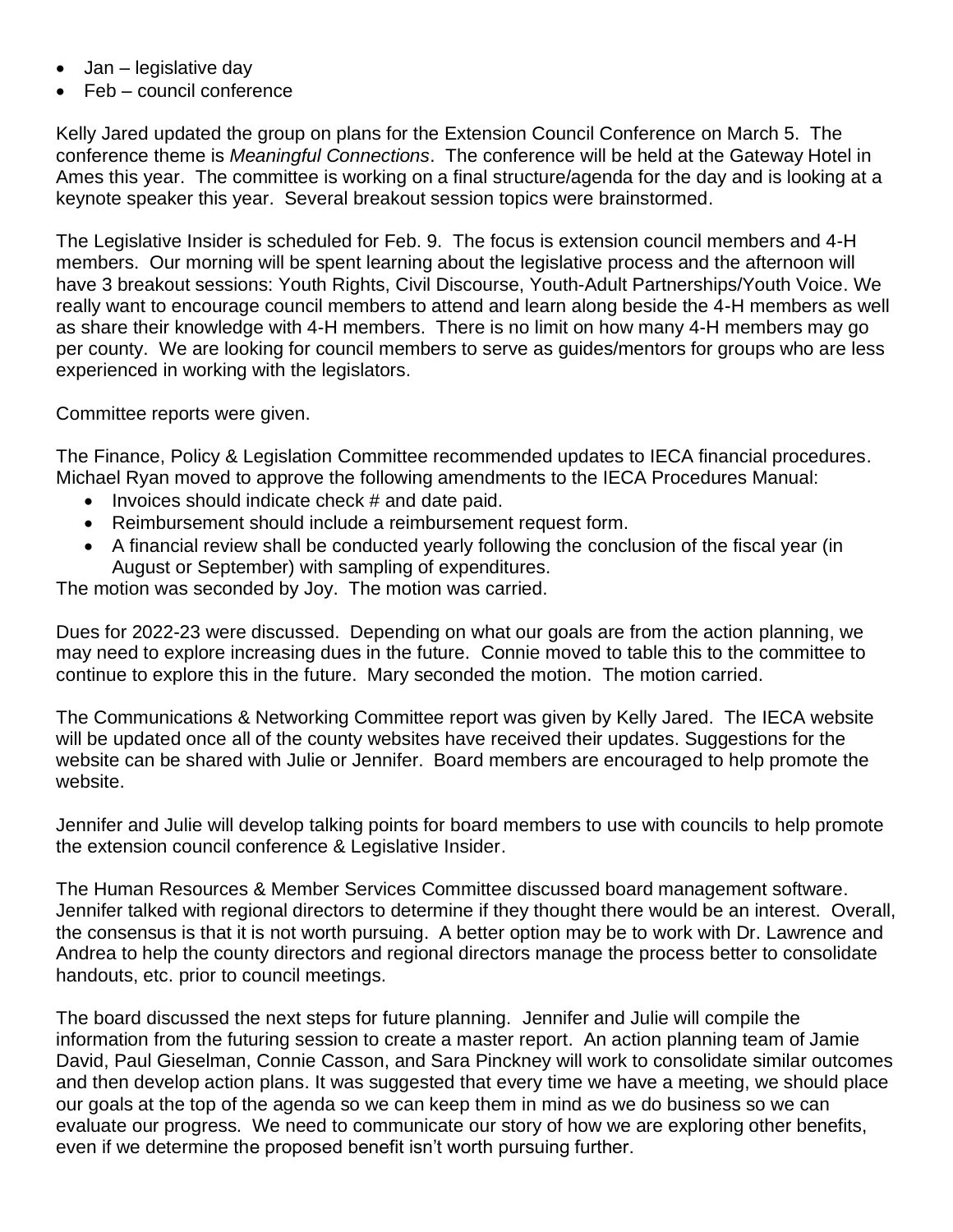- Jan – legislative day
- Feb – council conference

Kelly Jared updated the group on plans for the Extension Council Conference on March 5. The conference theme is *Meaningful Connections*. The conference will be held at the Gateway Hotel in Ames this year. The committee is working on a final structure/agenda for the day and is looking at a keynote speaker this year. Several breakout session topics were brainstormed.

The Legislative Insider is scheduled for Feb. 9. The focus is extension council members and 4-H members. Our morning will be spent learning about the legislative process and the afternoon will have 3 breakout sessions: Youth Rights, Civil Discourse, Youth-Adult Partnerships/Youth Voice. We really want to encourage council members to attend and learn along beside the 4-H members as well as share their knowledge with 4-H members. There is no limit on how many 4-H members may go per county. We are looking for council members to serve as guides/mentors for groups who are less experienced in working with the legislators.

Committee reports were given.

The Finance, Policy & Legislation Committee recommended updates to IECA financial procedures. Michael Ryan moved to approve the following amendments to the IECA Procedures Manual:

- Invoices should indicate check # and date paid.
- Reimbursement should include a reimbursement request form.
- A financial review shall be conducted yearly following the conclusion of the fiscal year (in August or September) with sampling of expenditures.

The motion was seconded by Joy. The motion was carried.

Dues for 2022-23 were discussed. Depending on what our goals are from the action planning, we may need to explore increasing dues in the future. Connie moved to table this to the committee to continue to explore this in the future. Mary seconded the motion. The motion carried.

The Communications & Networking Committee report was given by Kelly Jared. The IECA website will be updated once all of the county websites have received their updates. Suggestions for the website can be shared with Julie or Jennifer. Board members are encouraged to help promote the website.

Jennifer and Julie will develop talking points for board members to use with councils to help promote the extension council conference & Legislative Insider.

The Human Resources & Member Services Committee discussed board management software. Jennifer talked with regional directors to determine if they thought there would be an interest. Overall, the consensus is that it is not worth pursuing. A better option may be to work with Dr. Lawrence and Andrea to help the county directors and regional directors manage the process better to consolidate handouts, etc. prior to council meetings.

The board discussed the next steps for future planning. Jennifer and Julie will compile the information from the futuring session to create a master report. An action planning team of Jamie David, Paul Gieselman, Connie Casson, and Sara Pinckney will work to consolidate similar outcomes and then develop action plans. It was suggested that every time we have a meeting, we should place our goals at the top of the agenda so we can keep them in mind as we do business so we can evaluate our progress. We need to communicate our story of how we are exploring other benefits, even if we determine the proposed benefit isn't worth pursuing further.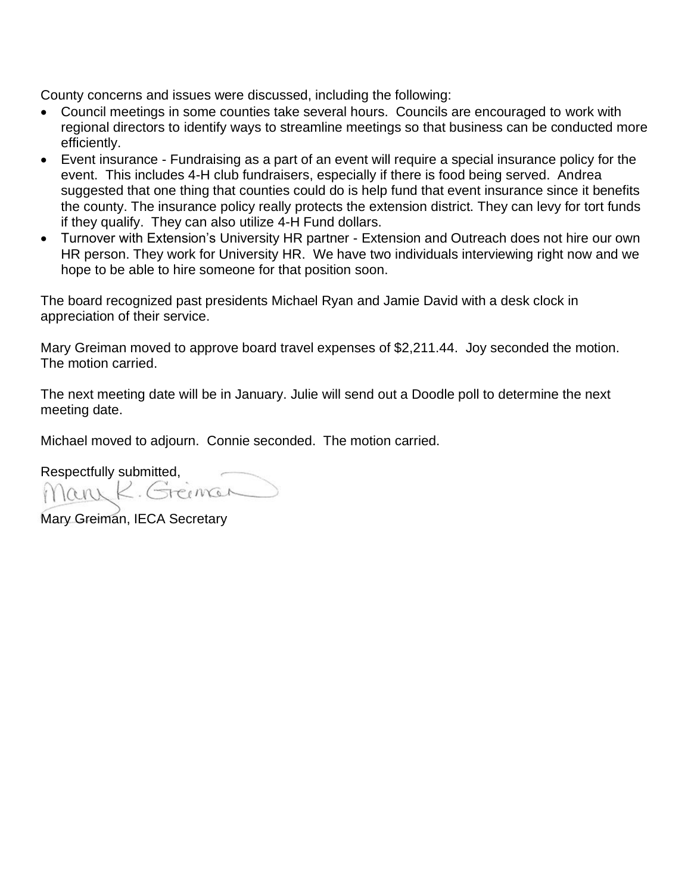County concerns and issues were discussed, including the following:

- Council meetings in some counties take several hours. Councils are encouraged to work with regional directors to identify ways to streamline meetings so that business can be conducted more efficiently.
- Event insurance - Fundraising as a part of an event will require a special insurance policy for the event. This includes 4-H club fundraisers, especially if there is food being served. Andrea suggested that one thing that counties could do is help fund that event insurance since it benefits the county. The insurance policy really protects the extension district. They can levy for tort funds if they qualify. They can also utilize 4-H Fund dollars.
- Turnover with Extension's University HR partner - Extension and Outreach does not hire our own HR person. They work for University HR. We have two individuals interviewing right now and we hope to be able to hire someone for that position soon.

The board recognized past presidents Michael Ryan and Jamie David with a desk clock in appreciation of their service.

Mary Greiman moved to approve board travel expenses of $2,211.44. Joy seconded the motion. The motion carried.

The next meeting date will be in January. Julie will send out a Doodle poll to determine the next meeting date.

Michael moved to adjourn. Connie seconded. The motion carried.

Respectfully submitted,

Mary K. Greiman

Mary Greiman, IECA Secretary